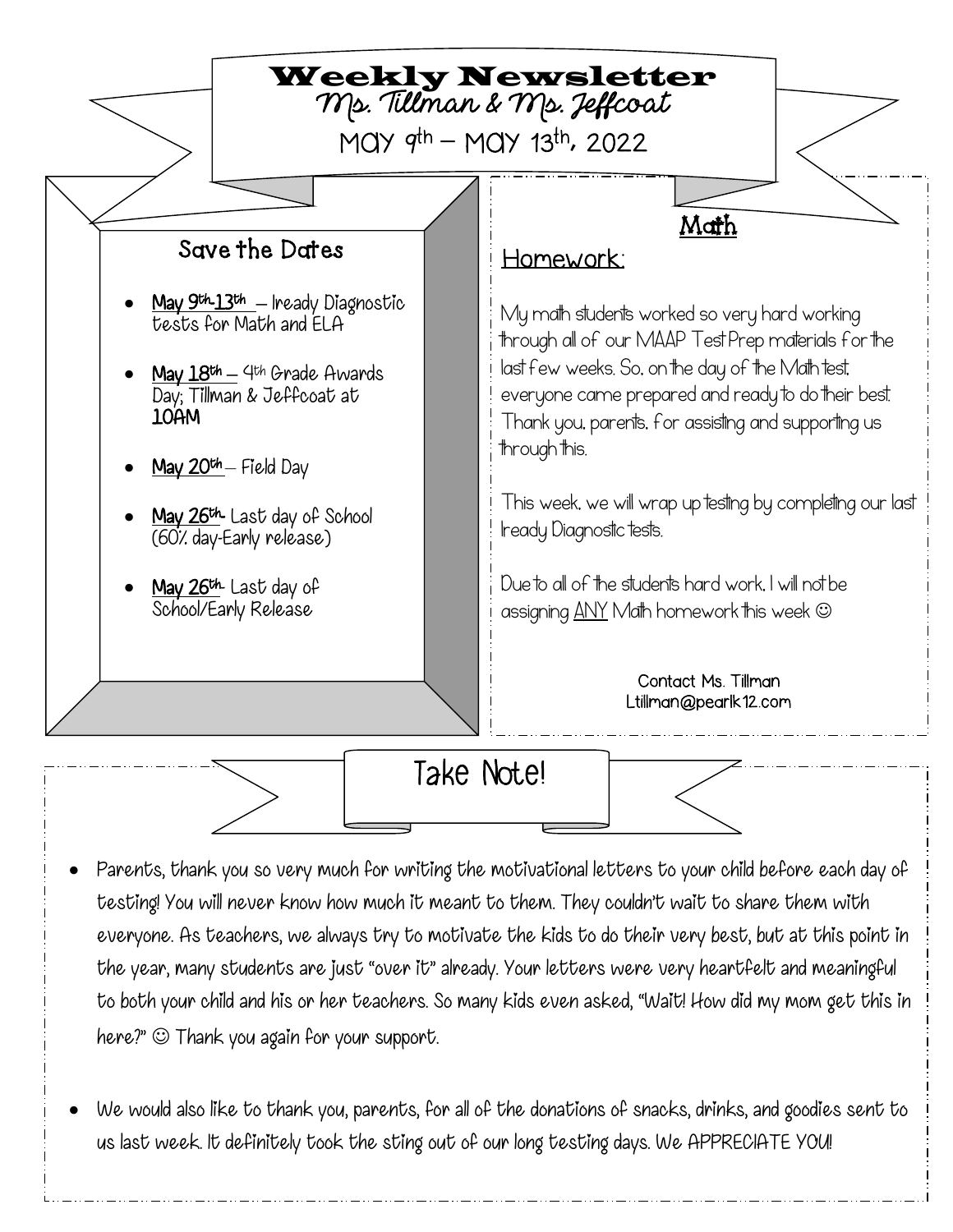# Weekly Newsletter

## Ms. Tillman & Ms. Jeffcoat

May 9th – May 13th, 2022

### Save the Dates

- **May 9th-13th** – Iready Diagnostic tests for Math and ELA
- **May 18th** – 4th Grade Awards Day; Tillman & Jeffcoat at **10AM**
- **May 20th** – Field Day
- **May 26th**- Last day of School (60% day-Early release)
- **May 26th**- Last day of School/Early Release

### Math

**Homework:**

My math students worked so very hard working through all of our MAAP Test Prep materials for the last few weeks. So, on the day of the Math test, everyone came prepared and ready to do their best. Thank you, parents, for assisting and supporting us through this.

This week, we will wrap up testing by completing our last Iready Diagnostic tests.

Due to all of the students hard work, I will not be assigning ANY Math homework this week ☺

Contact Ms. Tillman
Ltillman@pearlk12.com

## Take Note!

- Parents, thank you so very much for writing the motivational letters to your child before each day of testing! You will never know how much it meant to them. They couldn't wait to share them with everyone. As teachers, we always try to motivate the kids to do their very best, but at this point in the year, many students are just "over it" already. Your letters were very heartfelt and meaningful to both your child and his or her teachers. So many kids even asked, "Wait! How did my mom get this in here?" ☺ Thank you again for your support.
- We would also like to thank you, parents, for all of the donations of snacks, drinks, and goodies sent to us last week. It definitely took the sting out of our long testing days. We APPRECIATE YOU!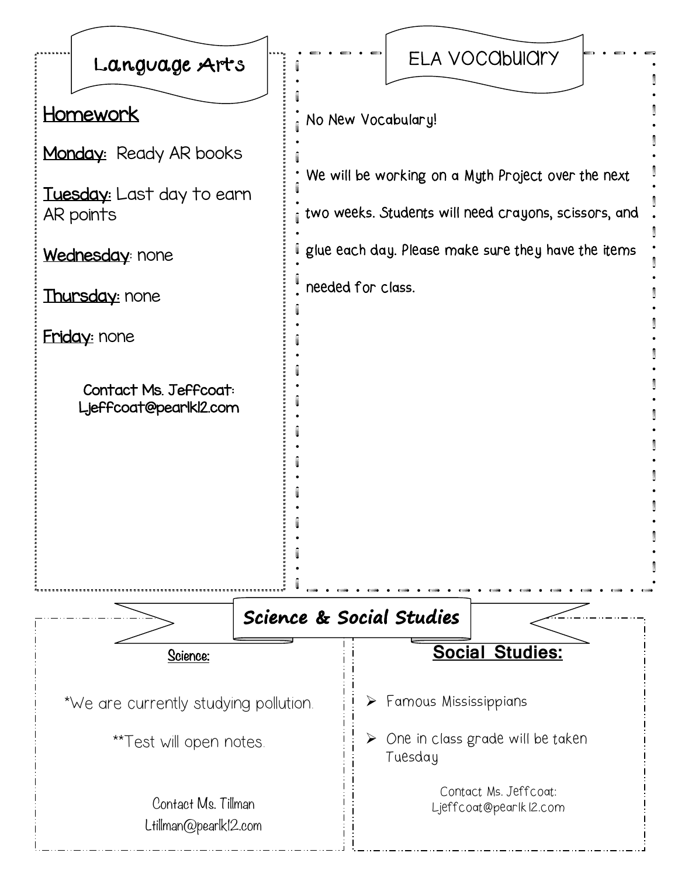## Language Arts

### Homework

**Monday:** Ready AR books

**Tuesday:** Last day to earn AR points

**Wednesday:** none

**Thursday:** none

**Friday:** none

Contact Ms. Jeffcoat:
Ljeffcoat@pearlk12.com

## ELA Vocabulary

No New Vocabulary!

We will be working on a Myth Project over the next two weeks. Students will need crayons, scissors, and glue each day. Please make sure they have the items needed for class.

## Science & Social Studies

### Science:

*We are currently studying pollution.

**Test will open notes.

Contact Ms. Tillman
Ltillman@pearlk12.com

### Social Studies:

- Famous Mississippians
- One in class grade will be taken Tuesday

Contact Ms. Jeffcoat:
Ljeffcoat@pearlk12.com